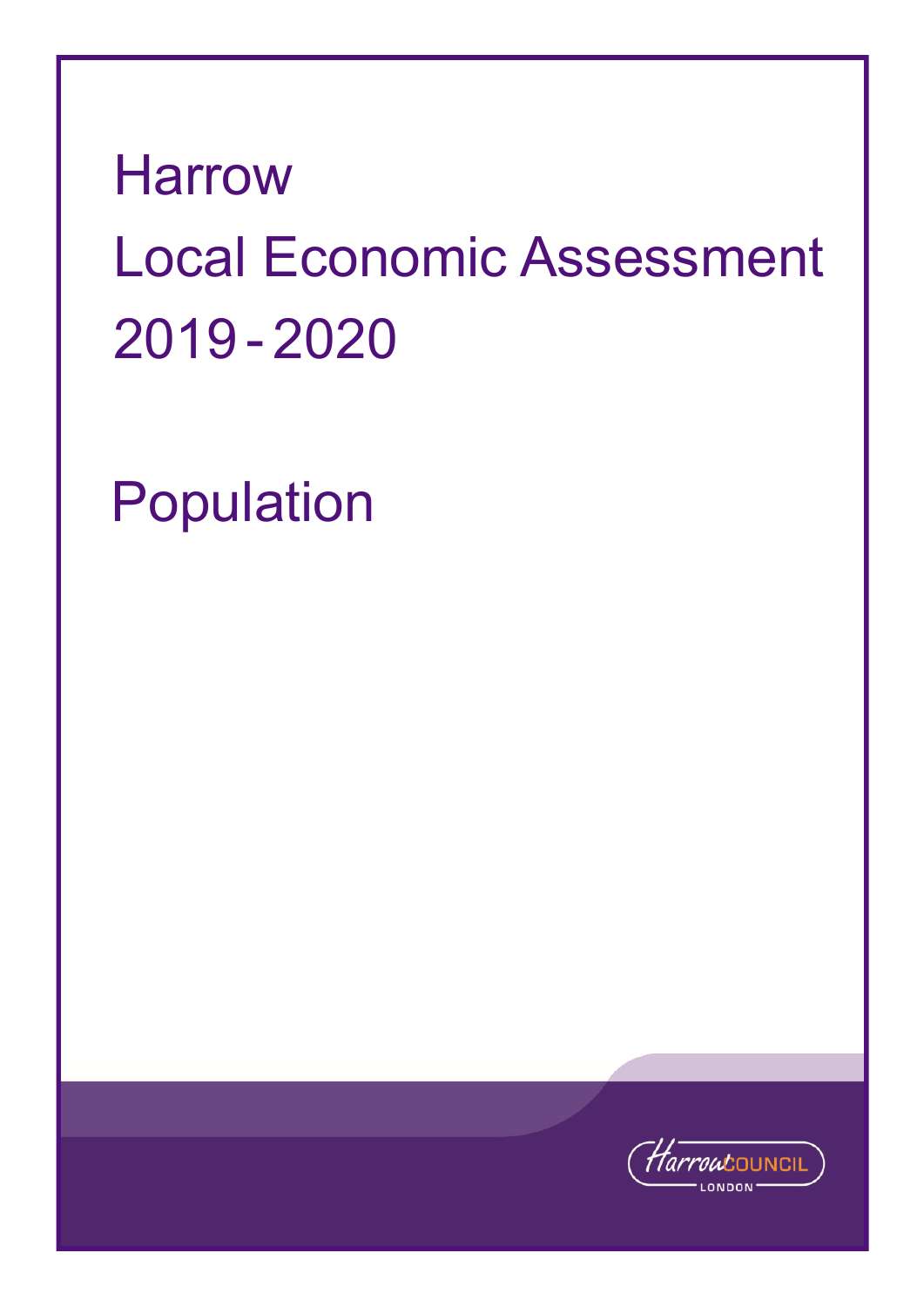# Harrow

# Local Economic Assessment 2019 - 2020

# Population

Harrow COUNCIL
LONDON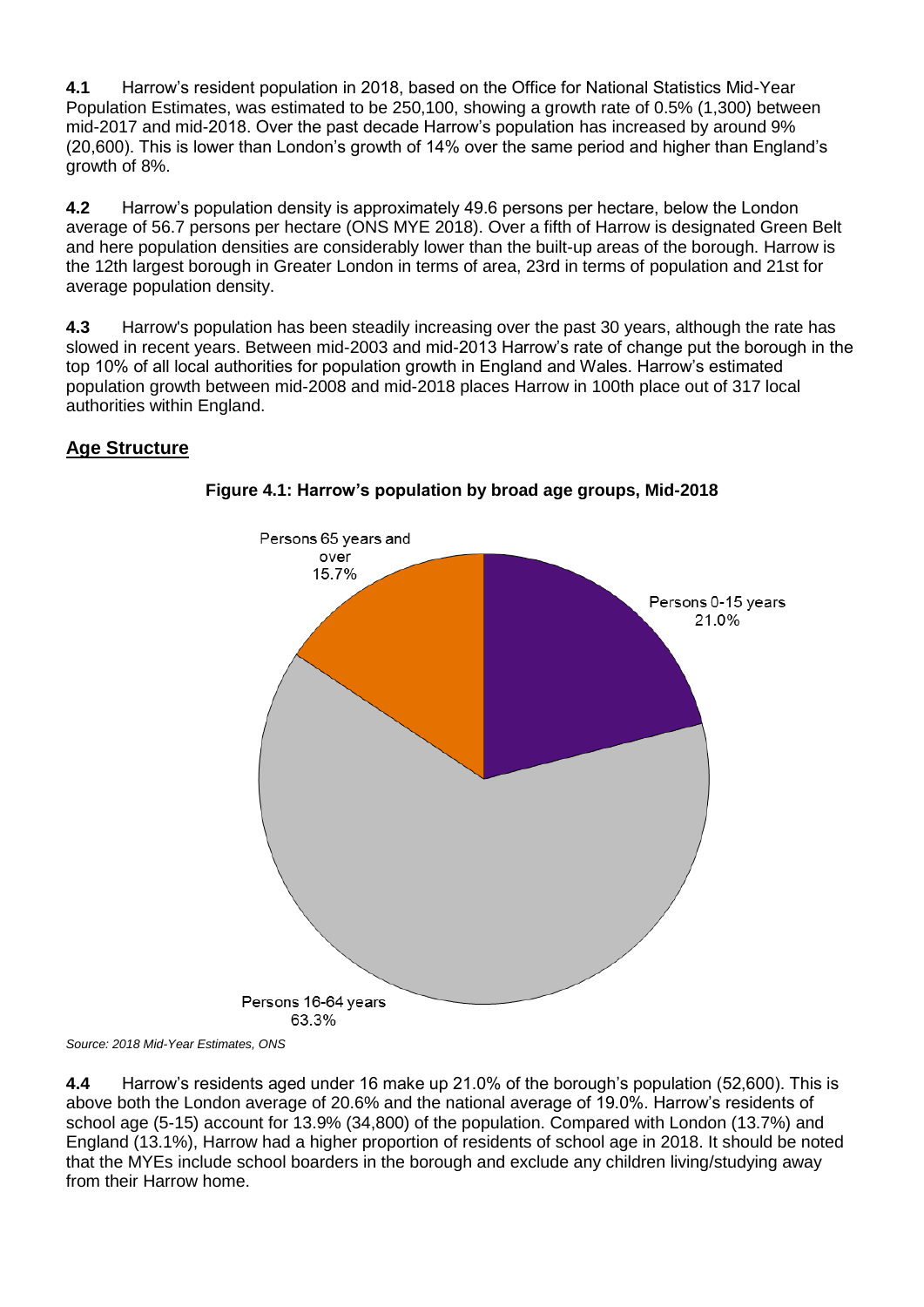**4.1** Harrow's resident population in 2018, based on the Office for National Statistics Mid-Year Population Estimates, was estimated to be 250,100, showing a growth rate of 0.5% (1,300) between mid-2017 and mid-2018. Over the past decade Harrow's population has increased by around 9% (20,600). This is lower than London's growth of 14% over the same period and higher than England's growth of 8%.

**4.2** Harrow's population density is approximately 49.6 persons per hectare, below the London average of 56.7 persons per hectare (ONS MYE 2018). Over a fifth of Harrow is designated Green Belt and here population densities are considerably lower than the built-up areas of the borough. Harrow is the 12th largest borough in Greater London in terms of area, 23rd in terms of population and 21st for average population density.

**4.3** Harrow's population has been steadily increasing over the past 30 years, although the rate has slowed in recent years. Between mid-2003 and mid-2013 Harrow's rate of change put the borough in the top 10% of all local authorities for population growth in England and Wales. Harrow's estimated population growth between mid-2008 and mid-2018 places Harrow in 100th place out of 317 local authorities within England.

## Age Structure

**Figure 4.1: Harrow's population by broad age groups, Mid-2018**

Persons 65 years and over
15.7%

Persons 0-15 years
21.0%

Persons 16-64 years
63.3%

*Source: 2018 Mid-Year Estimates, ONS*

**4.4** Harrow's residents aged under 16 make up 21.0% of the borough's population (52,600). This is above both the London average of 20.6% and the national average of 19.0%. Harrow's residents of school age (5-15) account for 13.9% (34,800) of the population. Compared with London (13.7%) and England (13.1%), Harrow had a higher proportion of residents of school age in 2018. It should be noted that the MYEs include school boarders in the borough and exclude any children living/studying away from their Harrow home.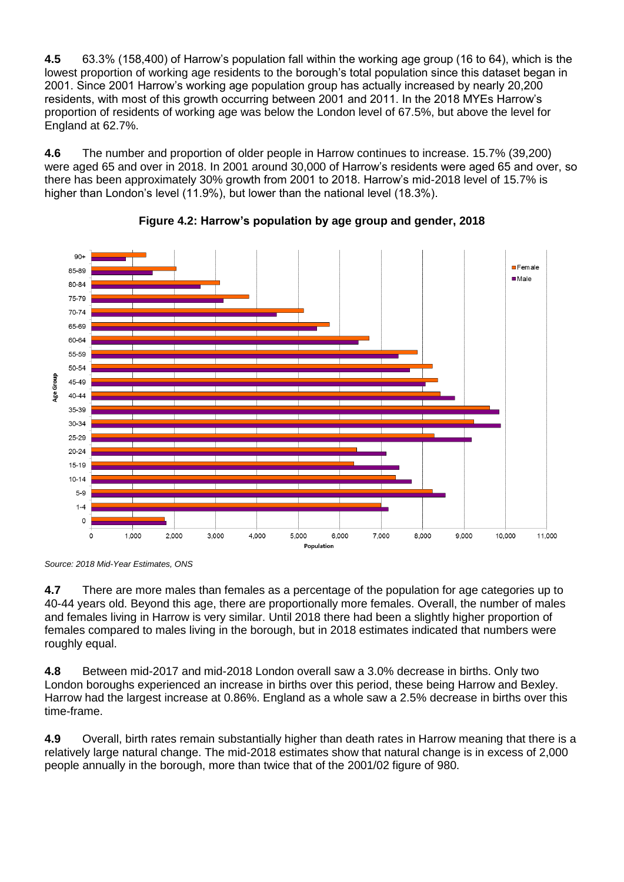**4.5** 63.3% (158,400) of Harrow's population fall within the working age group (16 to 64), which is the lowest proportion of working age residents to the borough's total population since this dataset began in 2001. Since 2001 Harrow's working age population group has actually increased by nearly 20,200 residents, with most of this growth occurring between 2001 and 2011. In the 2018 MYEs Harrow's proportion of residents of working age was below the London level of 67.5%, but above the level for England at 62.7%.

**4.6** The number and proportion of older people in Harrow continues to increase. 15.7% (39,200) were aged 65 and over in 2018. In 2001 around 30,000 of Harrow's residents were aged 65 and over, so there has been approximately 30% growth from 2001 to 2018. Harrow's mid-2018 level of 15.7% is higher than London's level (11.9%), but lower than the national level (18.3%).

**Figure 4.2: Harrow's population by age group and gender, 2018**

Female
Male

Age Group

90+
85-89
80-84
75-79
70-74
65-69
60-64
55-59
50-54
45-49
40-44
35-39
30-34
25-29
20-24
15-19
10-14
5-9
1-4
0

0
1,000
2,000
3,000
4,000
5,000
6,000
7,000
8,000
9,000
10,000
11,000

Population

*Source: 2018 Mid-Year Estimates, ONS*

**4.7** There are more males than females as a percentage of the population for age categories up to 40-44 years old. Beyond this age, there are proportionally more females. Overall, the number of males and females living in Harrow is very similar. Until 2018 there had been a slightly higher proportion of females compared to males living in the borough, but in 2018 estimates indicated that numbers were roughly equal.

**4.8** Between mid-2017 and mid-2018 London overall saw a 3.0% decrease in births. Only two London boroughs experienced an increase in births over this period, these being Harrow and Bexley. Harrow had the largest increase at 0.86%. England as a whole saw a 2.5% decrease in births over this time-frame.

**4.9** Overall, birth rates remain substantially higher than death rates in Harrow meaning that there is a relatively large natural change. The mid-2018 estimates show that natural change is in excess of 2,000 people annually in the borough, more than twice that of the 2001/02 figure of 980.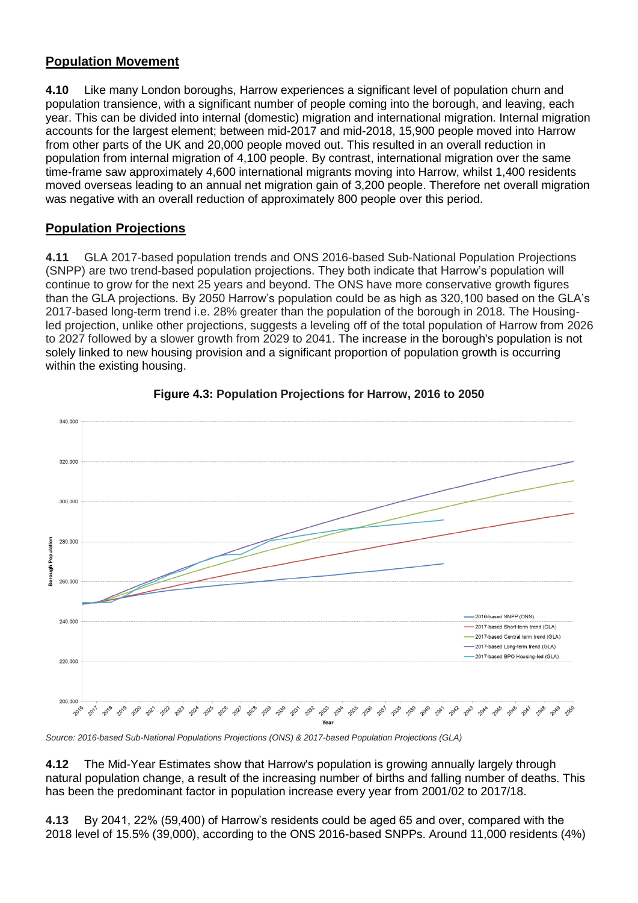## Population Movement

**4.10** Like many London boroughs, Harrow experiences a significant level of population churn and population transience, with a significant number of people coming into the borough, and leaving, each year. This can be divided into internal (domestic) migration and international migration. Internal migration accounts for the largest element; between mid-2017 and mid-2018, 15,900 people moved into Harrow from other parts of the UK and 20,000 people moved out. This resulted in an overall reduction in population from internal migration of 4,100 people. By contrast, international migration over the same time-frame saw approximately 4,600 international migrants moving into Harrow, whilst 1,400 residents moved overseas leading to an annual net migration gain of 3,200 people. Therefore net overall migration was negative with an overall reduction of approximately 800 people over this period.

## Population Projections

**4.11** GLA 2017-based population trends and ONS 2016-based Sub-National Population Projections (SNPP) are two trend-based population projections. They both indicate that Harrow's population will continue to grow for the next 25 years and beyond. The ONS have more conservative growth figures than the GLA projections. By 2050 Harrow's population could be as high as 320,100 based on the GLA's 2017-based long-term trend i.e. 28% greater than the population of the borough in 2018. The Housing-led projection, unlike other projections, suggests a leveling off of the total population of Harrow from 2026 to 2027 followed by a slower growth from 2029 to 2041. The increase in the borough's population is not solely linked to new housing provision and a significant proportion of population growth is occurring within the existing housing.

**Figure 4.3: Population Projections for Harrow, 2016 to 2050**

Borough Population

340,000
320,000
300,000
280,000
260,000
240,000
220,000
200,000

2016 2017 2018 2019 2020 2021 2022 2023 2024 2025 2026 2027 2028 2029 2030 2031 2032 2033 2034 2035 2036 2037 2038 2039 2040 2041 2042 2043 2044 2045 2046 2047 2048 2049 2050

Year

2016-based SNPP (ONS)
2017-based Short-term trend (GLA)
2017-based Central term trend (GLA)
2017-based Long-term trend (GLA)
2017-based BPO Housing-led (GLA)

*Source: 2016-based Sub-National Populations Projections (ONS) & 2017-based Population Projections (GLA)*

**4.12** The Mid-Year Estimates show that Harrow's population is growing annually largely through natural population change, a result of the increasing number of births and falling number of deaths. This has been the predominant factor in population increase every year from 2001/02 to 2017/18.

**4.13** By 2041, 22% (59,400) of Harrow's residents could be aged 65 and over, compared with the 2018 level of 15.5% (39,000), according to the ONS 2016-based SNPPs. Around 11,000 residents (4%)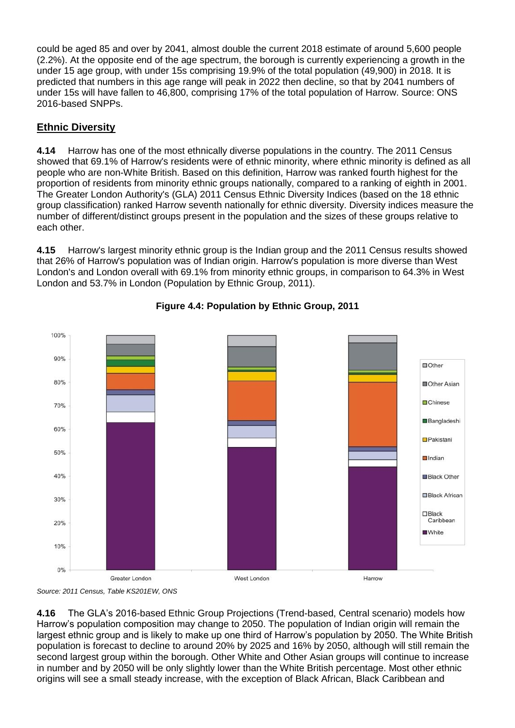could be aged 85 and over by 2041, almost double the current 2018 estimate of around 5,600 people (2.2%). At the opposite end of the age spectrum, the borough is currently experiencing a growth in the under 15 age group, with under 15s comprising 19.9% of the total population (49,900) in 2018. It is predicted that numbers in this age range will peak in 2022 then decline, so that by 2041 numbers of under 15s will have fallen to 46,800, comprising 17% of the total population of Harrow. Source: ONS 2016-based SNPPs.

## Ethnic Diversity

**4.14** Harrow has one of the most ethnically diverse populations in the country. The 2011 Census showed that 69.1% of Harrow's residents were of ethnic minority, where ethnic minority is defined as all people who are non-White British. Based on this definition, Harrow was ranked fourth highest for the proportion of residents from minority ethnic groups nationally, compared to a ranking of eighth in 2001. The Greater London Authority's (GLA) 2011 Census Ethnic Diversity Indices (based on the 18 ethnic group classification) ranked Harrow seventh nationally for ethnic diversity. Diversity indices measure the number of different/distinct groups present in the population and the sizes of these groups relative to each other.

**4.15** Harrow's largest minority ethnic group is the Indian group and the 2011 Census results showed that 26% of Harrow's population was of Indian origin. Harrow's population is more diverse than West London's and London overall with 69.1% from minority ethnic groups, in comparison to 64.3% in West London and 53.7% in London (Population by Ethnic Group, 2011).

**Figure 4.4: Population by Ethnic Group, 2011**

*Source: 2011 Census, Table KS201EW, ONS*

**4.16** The GLA's 2016-based Ethnic Group Projections (Trend-based, Central scenario) models how Harrow's population composition may change to 2050. The population of Indian origin will remain the largest ethnic group and is likely to make up one third of Harrow's population by 2050. The White British population is forecast to decline to around 20% by 2025 and 16% by 2050, although will still remain the second largest group within the borough. Other White and Other Asian groups will continue to increase in number and by 2050 will be only slightly lower than the White British percentage. Most other ethnic origins will see a small steady increase, with the exception of Black African, Black Caribbean and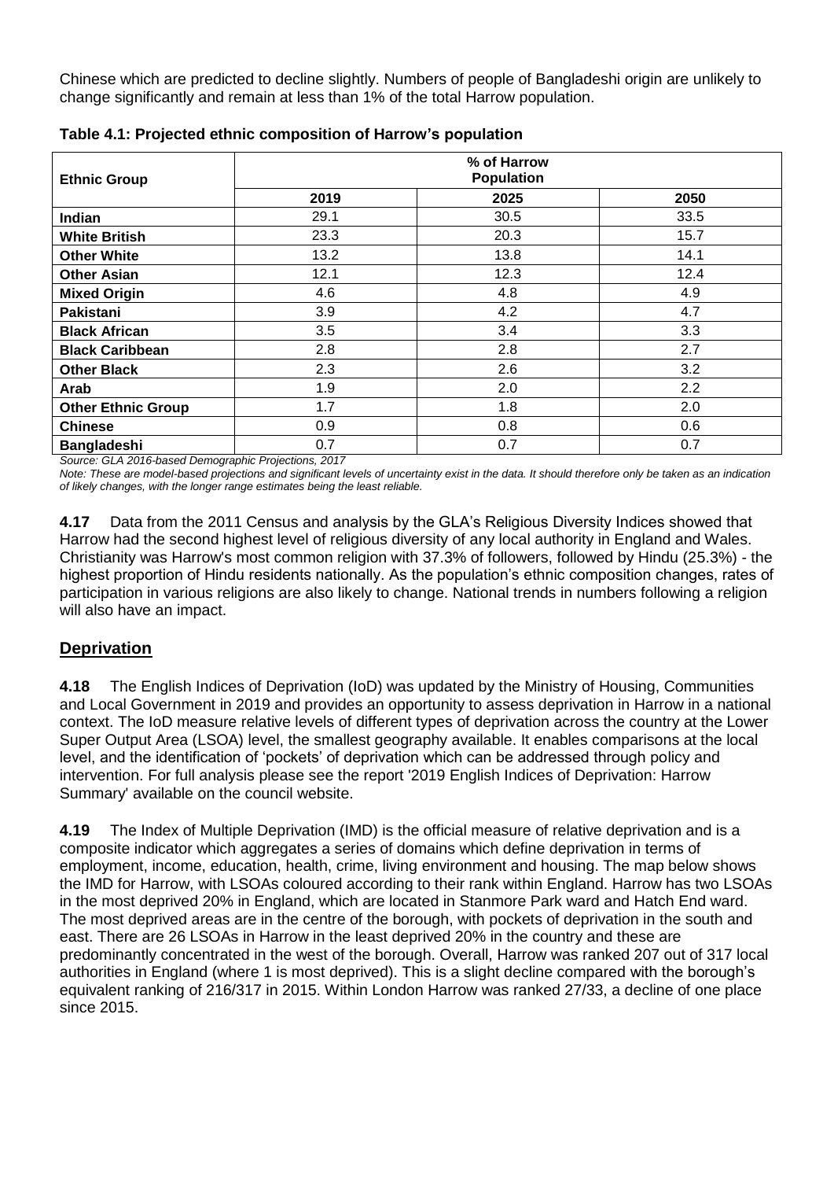Chinese which are predicted to decline slightly. Numbers of people of Bangladeshi origin are unlikely to change significantly and remain at less than 1% of the total Harrow population.

**Table 4.1: Projected ethnic composition of Harrow's population**

| Ethnic Group | % of Harrow Population | | |
|---|---|---|---|
| | 2019 | 2025 | 2050 |
| **Indian** | 29.1 | 30.5 | 33.5 |
| **White British** | 23.3 | 20.3 | 15.7 |
| **Other White** | 13.2 | 13.8 | 14.1 |
| **Other Asian** | 12.1 | 12.3 | 12.4 |
| **Mixed Origin** | 4.6 | 4.8 | 4.9 |
| **Pakistani** | 3.9 | 4.2 | 4.7 |
| **Black African** | 3.5 | 3.4 | 3.3 |
| **Black Caribbean** | 2.8 | 2.8 | 2.7 |
| **Other Black** | 2.3 | 2.6 | 3.2 |
| **Arab** | 1.9 | 2.0 | 2.2 |
| **Other Ethnic Group** | 1.7 | 1.8 | 2.0 |
| **Chinese** | 0.9 | 0.8 | 0.6 |
| **Bangladeshi** | 0.7 | 0.7 | 0.7 |

*Source: GLA 2016-based Demographic Projections, 2017*

*Note: These are model-based projections and significant levels of uncertainty exist in the data. It should therefore only be taken as an indication of likely changes, with the longer range estimates being the least reliable.*

**4.17** Data from the 2011 Census and analysis by the GLA's Religious Diversity Indices showed that Harrow had the second highest level of religious diversity of any local authority in England and Wales. Christianity was Harrow's most common religion with 37.3% of followers, followed by Hindu (25.3%) - the highest proportion of Hindu residents nationally. As the population's ethnic composition changes, rates of participation in various religions are also likely to change. National trends in numbers following a religion will also have an impact.

## Deprivation

**4.18** The English Indices of Deprivation (IoD) was updated by the Ministry of Housing, Communities and Local Government in 2019 and provides an opportunity to assess deprivation in Harrow in a national context. The IoD measure relative levels of different types of deprivation across the country at the Lower Super Output Area (LSOA) level, the smallest geography available. It enables comparisons at the local level, and the identification of 'pockets' of deprivation which can be addressed through policy and intervention. For full analysis please see the report '2019 English Indices of Deprivation: Harrow Summary' available on the council website.

**4.19** The Index of Multiple Deprivation (IMD) is the official measure of relative deprivation and is a composite indicator which aggregates a series of domains which define deprivation in terms of employment, income, education, health, crime, living environment and housing. The map below shows the IMD for Harrow, with LSOAs coloured according to their rank within England. Harrow has two LSOAs in the most deprived 20% in England, which are located in Stanmore Park ward and Hatch End ward. The most deprived areas are in the centre of the borough, with pockets of deprivation in the south and east. There are 26 LSOAs in Harrow in the least deprived 20% in the country and these are predominantly concentrated in the west of the borough. Overall, Harrow was ranked 207 out of 317 local authorities in England (where 1 is most deprived). This is a slight decline compared with the borough's equivalent ranking of 216/317 in 2015. Within London Harrow was ranked 27/33, a decline of one place since 2015.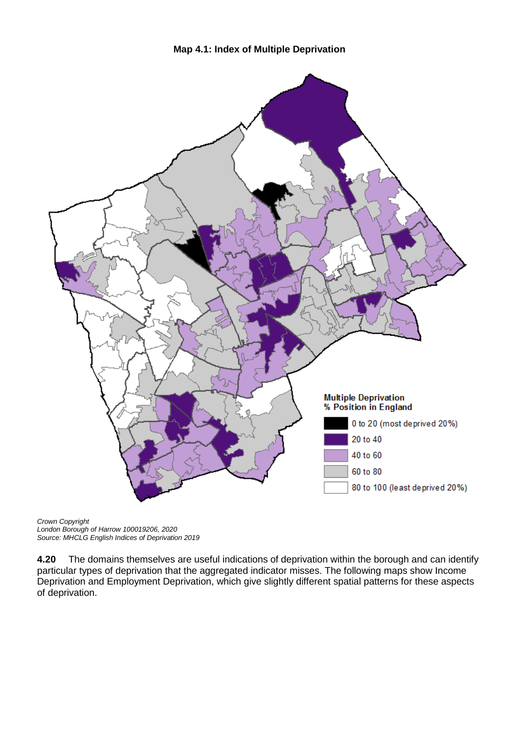**Map 4.1: Index of Multiple Deprivation**

Multiple Deprivation
% Position in England

0 to 20 (most deprived 20%)
20 to 40
40 to 60
60 to 80
80 to 100 (least deprived 20%)

*Crown Copyright*
*London Borough of Harrow 100019206, 2020*
*Source: MHCLG English Indices of Deprivation 2019*

**4.20** The domains themselves are useful indications of deprivation within the borough and can identify particular types of deprivation that the aggregated indicator misses. The following maps show Income Deprivation and Employment Deprivation, which give slightly different spatial patterns for these aspects of deprivation.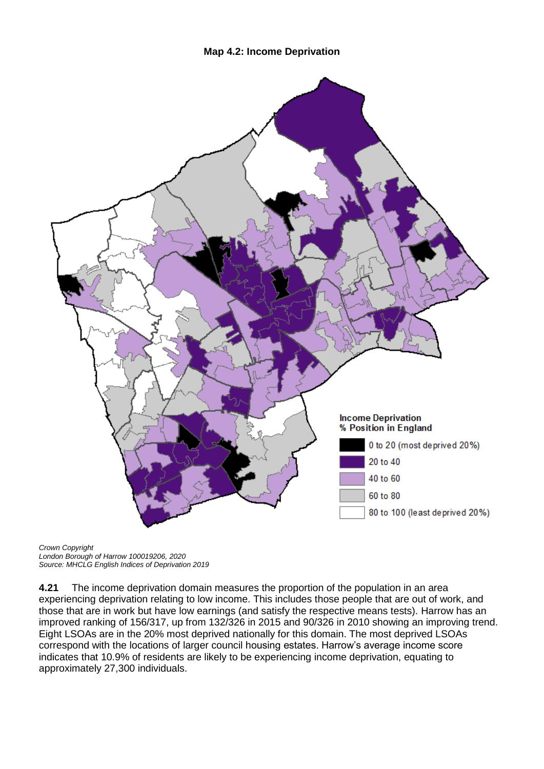**Map 4.2: Income Deprivation**

Income Deprivation
% Position in England

0 to 20 (most deprived 20%)
20 to 40
40 to 60
60 to 80
80 to 100 (least deprived 20%)

*Crown Copyright*
*London Borough of Harrow 100019206, 2020*
*Source: MHCLG English Indices of Deprivation 2019*

**4.21** The income deprivation domain measures the proportion of the population in an area experiencing deprivation relating to low income. This includes those people that are out of work, and those that are in work but have low earnings (and satisfy the respective means tests). Harrow has an improved ranking of 156/317, up from 132/326 in 2015 and 90/326 in 2010 showing an improving trend. Eight LSOAs are in the 20% most deprived nationally for this domain. The most deprived LSOAs correspond with the locations of larger council housing estates. Harrow's average income score indicates that 10.9% of residents are likely to be experiencing income deprivation, equating to approximately 27,300 individuals.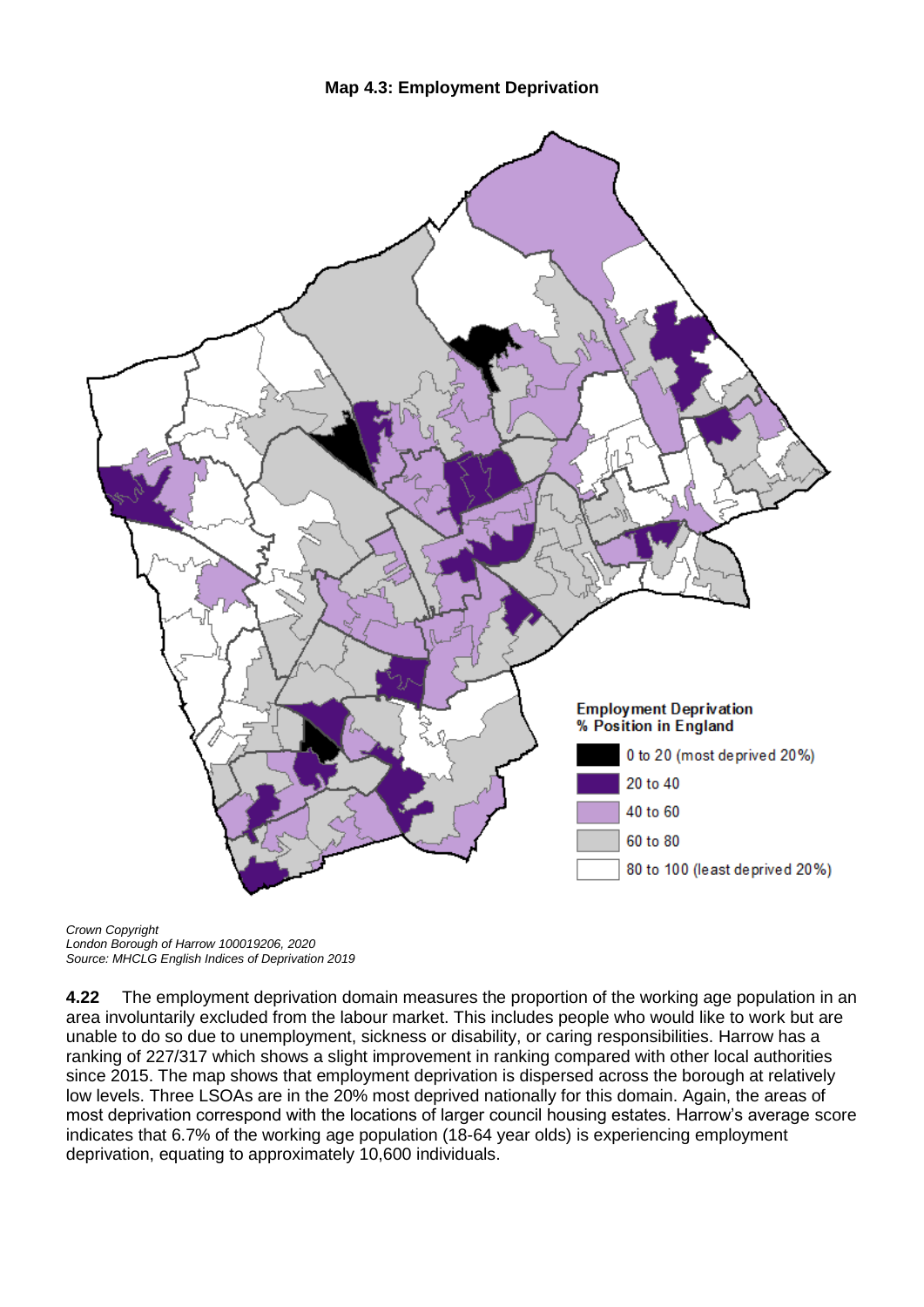**Map 4.3: Employment Deprivation**

Employment Deprivation
% Position in England

0 to 20 (most deprived 20%)
20 to 40
40 to 60
60 to 80
80 to 100 (least deprived 20%)

*Crown Copyright*
*London Borough of Harrow 100019206, 2020*
*Source: MHCLG English Indices of Deprivation 2019*

**4.22** The employment deprivation domain measures the proportion of the working age population in an area involuntarily excluded from the labour market. This includes people who would like to work but are unable to do so due to unemployment, sickness or disability, or caring responsibilities. Harrow has a ranking of 227/317 which shows a slight improvement in ranking compared with other local authorities since 2015. The map shows that employment deprivation is dispersed across the borough at relatively low levels. Three LSOAs are in the 20% most deprived nationally for this domain. Again, the areas of most deprivation correspond with the locations of larger council housing estates. Harrow's average score indicates that 6.7% of the working age population (18-64 year olds) is experiencing employment deprivation, equating to approximately 10,600 individuals.